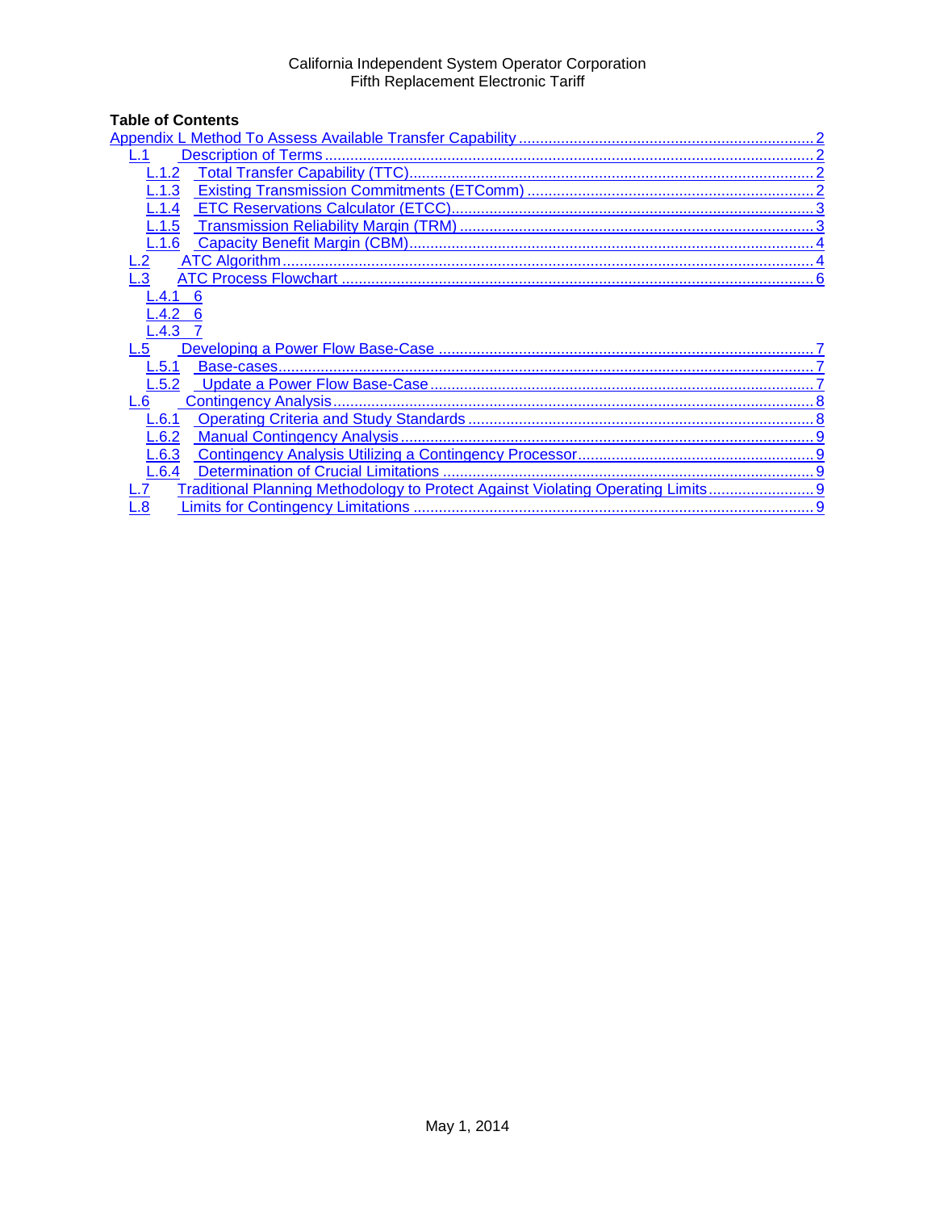**Table of Contents**

Appendix L Method To Assess Available Transfer Capability ..... 2
- L.1 Description of Terms ..... 2
  - L.1.2 Total Transfer Capability (TTC) ..... 2
  - L.1.3 Existing Transmission Commitments (ETComm) ..... 2
  - L.1.4 ETC Reservations Calculator (ETCC) ..... 3
  - L.1.5 Transmission Reliability Margin (TRM) ..... 3
  - L.1.6 Capacity Benefit Margin (CBM) ..... 4
- L.2 ATC Algorithm ..... 4
- L.3 ATC Process Flowchart ..... 6
  - L.4.1 6
  - L.4.2 6
  - L.4.3 7
- L.5 Developing a Power Flow Base-Case ..... 7
  - L.5.1 Base-cases ..... 7
  - L.5.2 Update a Power Flow Base-Case ..... 7
- L.6 Contingency Analysis ..... 8
  - L.6.1 Operating Criteria and Study Standards ..... 8
  - L.6.2 Manual Contingency Analysis ..... 9
  - L.6.3 Contingency Analysis Utilizing a Contingency Processor ..... 9
  - L.6.4 Determination of Crucial Limitations ..... 9
- L.7 Traditional Planning Methodology to Protect Against Violating Operating Limits ..... 9
- L.8 Limits for Contingency Limitations ..... 9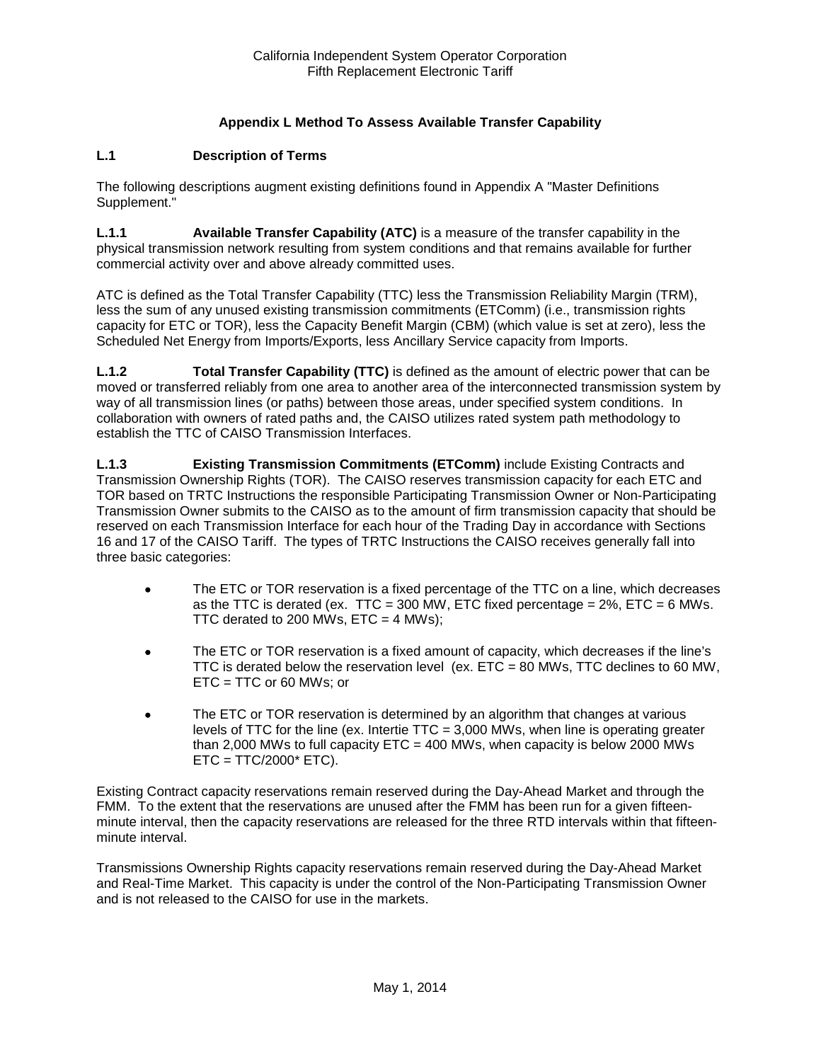## Appendix L Method To Assess Available Transfer Capability

### L.1 Description of Terms

The following descriptions augment existing definitions found in Appendix A "Master Definitions Supplement."

**L.1.1 Available Transfer Capability (ATC)** is a measure of the transfer capability in the physical transmission network resulting from system conditions and that remains available for further commercial activity over and above already committed uses.

ATC is defined as the Total Transfer Capability (TTC) less the Transmission Reliability Margin (TRM), less the sum of any unused existing transmission commitments (ETComm) (i.e., transmission rights capacity for ETC or TOR), less the Capacity Benefit Margin (CBM) (which value is set at zero), less the Scheduled Net Energy from Imports/Exports, less Ancillary Service capacity from Imports.

**L.1.2 Total Transfer Capability (TTC)** is defined as the amount of electric power that can be moved or transferred reliably from one area to another area of the interconnected transmission system by way of all transmission lines (or paths) between those areas, under specified system conditions. In collaboration with owners of rated paths and, the CAISO utilizes rated system path methodology to establish the TTC of CAISO Transmission Interfaces.

**L.1.3 Existing Transmission Commitments (ETComm)** include Existing Contracts and Transmission Ownership Rights (TOR). The CAISO reserves transmission capacity for each ETC and TOR based on TRTC Instructions the responsible Participating Transmission Owner or Non-Participating Transmission Owner submits to the CAISO as to the amount of firm transmission capacity that should be reserved on each Transmission Interface for each hour of the Trading Day in accordance with Sections 16 and 17 of the CAISO Tariff. The types of TRTC Instructions the CAISO receives generally fall into three basic categories:

- The ETC or TOR reservation is a fixed percentage of the TTC on a line, which decreases as the TTC is derated (ex. TTC = 300 MW, ETC fixed percentage = 2%, ETC = 6 MWs. TTC derated to 200 MWs, ETC = 4 MWs);
- The ETC or TOR reservation is a fixed amount of capacity, which decreases if the line's TTC is derated below the reservation level (ex. ETC = 80 MWs, TTC declines to 60 MW, ETC = TTC or 60 MWs; or
- The ETC or TOR reservation is determined by an algorithm that changes at various levels of TTC for the line (ex. Intertie TTC = 3,000 MWs, when line is operating greater than 2,000 MWs to full capacity ETC = 400 MWs, when capacity is below 2000 MWs ETC = TTC/2000* ETC).

Existing Contract capacity reservations remain reserved during the Day-Ahead Market and through the FMM. To the extent that the reservations are unused after the FMM has been run for a given fifteen-minute interval, then the capacity reservations are released for the three RTD intervals within that fifteen-minute interval.

Transmissions Ownership Rights capacity reservations remain reserved during the Day-Ahead Market and Real-Time Market. This capacity is under the control of the Non-Participating Transmission Owner and is not released to the CAISO for use in the markets.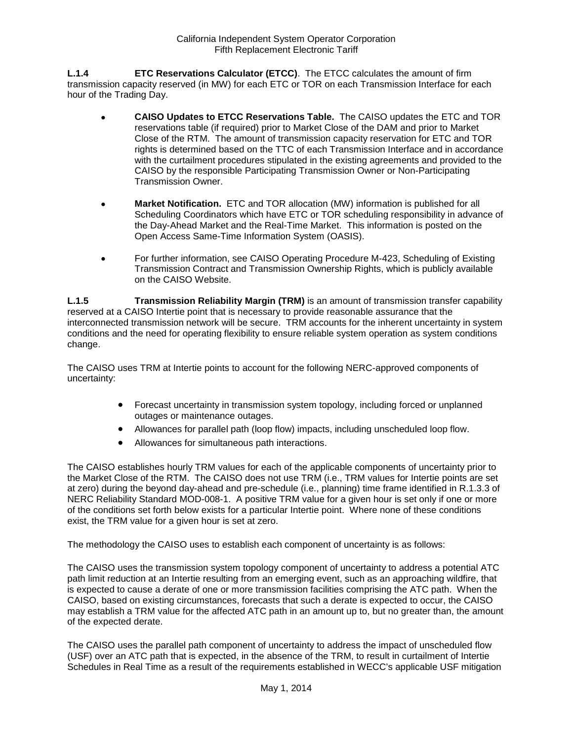**L.1.4 ETC Reservations Calculator (ETCC)**. The ETCC calculates the amount of firm transmission capacity reserved (in MW) for each ETC or TOR on each Transmission Interface for each hour of the Trading Day.

- **CAISO Updates to ETCC Reservations Table.** The CAISO updates the ETC and TOR reservations table (if required) prior to Market Close of the DAM and prior to Market Close of the RTM. The amount of transmission capacity reservation for ETC and TOR rights is determined based on the TTC of each Transmission Interface and in accordance with the curtailment procedures stipulated in the existing agreements and provided to the CAISO by the responsible Participating Transmission Owner or Non-Participating Transmission Owner.

- **Market Notification.** ETC and TOR allocation (MW) information is published for all Scheduling Coordinators which have ETC or TOR scheduling responsibility in advance of the Day-Ahead Market and the Real-Time Market. This information is posted on the Open Access Same-Time Information System (OASIS).

- For further information, see CAISO Operating Procedure M-423, Scheduling of Existing Transmission Contract and Transmission Ownership Rights, which is publicly available on the CAISO Website.

**L.1.5 Transmission Reliability Margin (TRM)** is an amount of transmission transfer capability reserved at a CAISO Intertie point that is necessary to provide reasonable assurance that the interconnected transmission network will be secure. TRM accounts for the inherent uncertainty in system conditions and the need for operating flexibility to ensure reliable system operation as system conditions change.

The CAISO uses TRM at Intertie points to account for the following NERC-approved components of uncertainty:

- Forecast uncertainty in transmission system topology, including forced or unplanned outages or maintenance outages.
- Allowances for parallel path (loop flow) impacts, including unscheduled loop flow.
- Allowances for simultaneous path interactions.

The CAISO establishes hourly TRM values for each of the applicable components of uncertainty prior to the Market Close of the RTM. The CAISO does not use TRM (i.e., TRM values for Intertie points are set at zero) during the beyond day-ahead and pre-schedule (i.e., planning) time frame identified in R.1.3.3 of NERC Reliability Standard MOD-008-1. A positive TRM value for a given hour is set only if one or more of the conditions set forth below exists for a particular Intertie point. Where none of these conditions exist, the TRM value for a given hour is set at zero.

The methodology the CAISO uses to establish each component of uncertainty is as follows:

The CAISO uses the transmission system topology component of uncertainty to address a potential ATC path limit reduction at an Intertie resulting from an emerging event, such as an approaching wildfire, that is expected to cause a derate of one or more transmission facilities comprising the ATC path. When the CAISO, based on existing circumstances, forecasts that such a derate is expected to occur, the CAISO may establish a TRM value for the affected ATC path in an amount up to, but no greater than, the amount of the expected derate.

The CAISO uses the parallel path component of uncertainty to address the impact of unscheduled flow (USF) over an ATC path that is expected, in the absence of the TRM, to result in curtailment of Intertie Schedules in Real Time as a result of the requirements established in WECC's applicable USF mitigation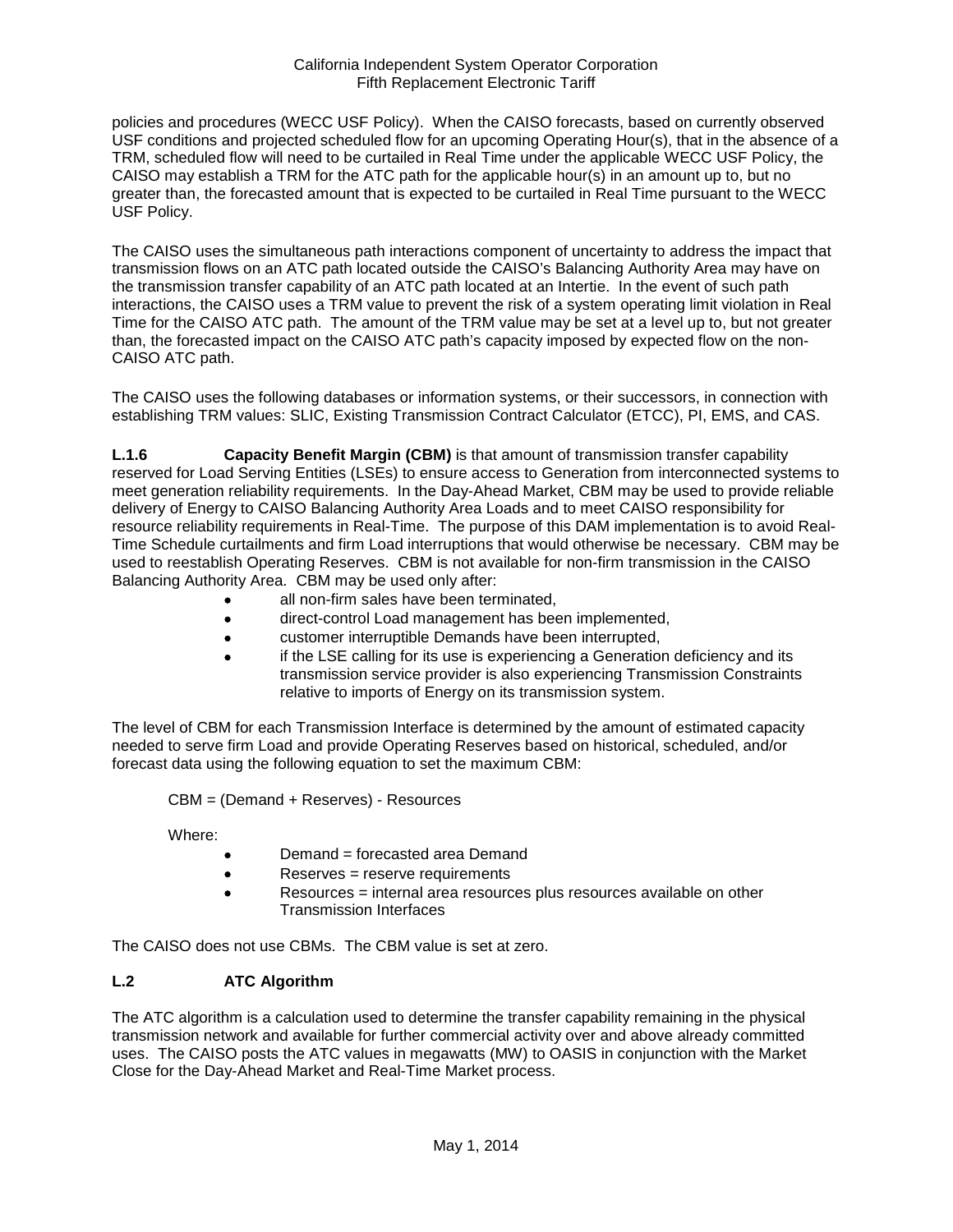policies and procedures (WECC USF Policy). When the CAISO forecasts, based on currently observed USF conditions and projected scheduled flow for an upcoming Operating Hour(s), that in the absence of a TRM, scheduled flow will need to be curtailed in Real Time under the applicable WECC USF Policy, the CAISO may establish a TRM for the ATC path for the applicable hour(s) in an amount up to, but no greater than, the forecasted amount that is expected to be curtailed in Real Time pursuant to the WECC USF Policy.

The CAISO uses the simultaneous path interactions component of uncertainty to address the impact that transmission flows on an ATC path located outside the CAISO's Balancing Authority Area may have on the transmission transfer capability of an ATC path located at an Intertie. In the event of such path interactions, the CAISO uses a TRM value to prevent the risk of a system operating limit violation in Real Time for the CAISO ATC path. The amount of the TRM value may be set at a level up to, but not greater than, the forecasted impact on the CAISO ATC path's capacity imposed by expected flow on the non-CAISO ATC path.

The CAISO uses the following databases or information systems, or their successors, in connection with establishing TRM values: SLIC, Existing Transmission Contract Calculator (ETCC), PI, EMS, and CAS.

**L.1.6 Capacity Benefit Margin (CBM)** is that amount of transmission transfer capability reserved for Load Serving Entities (LSEs) to ensure access to Generation from interconnected systems to meet generation reliability requirements. In the Day-Ahead Market, CBM may be used to provide reliable delivery of Energy to CAISO Balancing Authority Area Loads and to meet CAISO responsibility for resource reliability requirements in Real-Time. The purpose of this DAM implementation is to avoid Real-Time Schedule curtailments and firm Load interruptions that would otherwise be necessary. CBM may be used to reestablish Operating Reserves. CBM is not available for non-firm transmission in the CAISO Balancing Authority Area. CBM may be used only after:

- all non-firm sales have been terminated,
- direct-control Load management has been implemented,
- customer interruptible Demands have been interrupted,
- if the LSE calling for its use is experiencing a Generation deficiency and its transmission service provider is also experiencing Transmission Constraints relative to imports of Energy on its transmission system.

The level of CBM for each Transmission Interface is determined by the amount of estimated capacity needed to serve firm Load and provide Operating Reserves based on historical, scheduled, and/or forecast data using the following equation to set the maximum CBM:

$$CBM = (Demand + Reserves) - Resources$$

Where:

- Demand = forecasted area Demand
- Reserves = reserve requirements
- Resources = internal area resources plus resources available on other Transmission Interfaces

The CAISO does not use CBMs. The CBM value is set at zero.

## L.2 ATC Algorithm

The ATC algorithm is a calculation used to determine the transfer capability remaining in the physical transmission network and available for further commercial activity over and above already committed uses. The CAISO posts the ATC values in megawatts (MW) to OASIS in conjunction with the Market Close for the Day-Ahead Market and Real-Time Market process.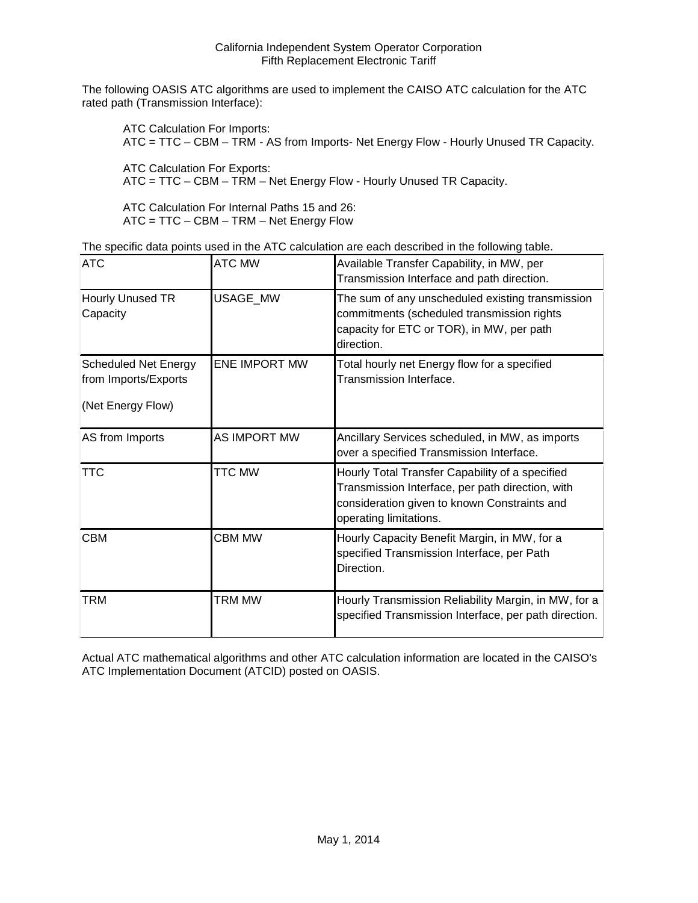The following OASIS ATC algorithms are used to implement the CAISO ATC calculation for the ATC rated path (Transmission Interface):

ATC Calculation For Imports:
ATC = TTC – CBM – TRM - AS from Imports- Net Energy Flow - Hourly Unused TR Capacity.

ATC Calculation For Exports:
ATC = TTC – CBM – TRM – Net Energy Flow - Hourly Unused TR Capacity.

ATC Calculation For Internal Paths 15 and 26:
ATC = TTC – CBM – TRM – Net Energy Flow

The specific data points used in the ATC calculation are each described in the following table.

| ATC | ATC MW | Available Transfer Capability, in MW, per Transmission Interface and path direction. |
|---|---|---|
| Hourly Unused TR Capacity | USAGE_MW | The sum of any unscheduled existing transmission commitments (scheduled transmission rights capacity for ETC or TOR), in MW, per path direction. |
| Scheduled Net Energy from Imports/Exports (Net Energy Flow) | ENE IMPORT MW | Total hourly net Energy flow for a specified Transmission Interface. |
| AS from Imports | AS IMPORT MW | Ancillary Services scheduled, in MW, as imports over a specified Transmission Interface. |
| TTC | TTC MW | Hourly Total Transfer Capability of a specified Transmission Interface, per path direction, with consideration given to known Constraints and operating limitations. |
| CBM | CBM MW | Hourly Capacity Benefit Margin, in MW, for a specified Transmission Interface, per Path Direction. |
| TRM | TRM MW | Hourly Transmission Reliability Margin, in MW, for a specified Transmission Interface, per path direction. |

Actual ATC mathematical algorithms and other ATC calculation information are located in the CAISO's ATC Implementation Document (ATCID) posted on OASIS.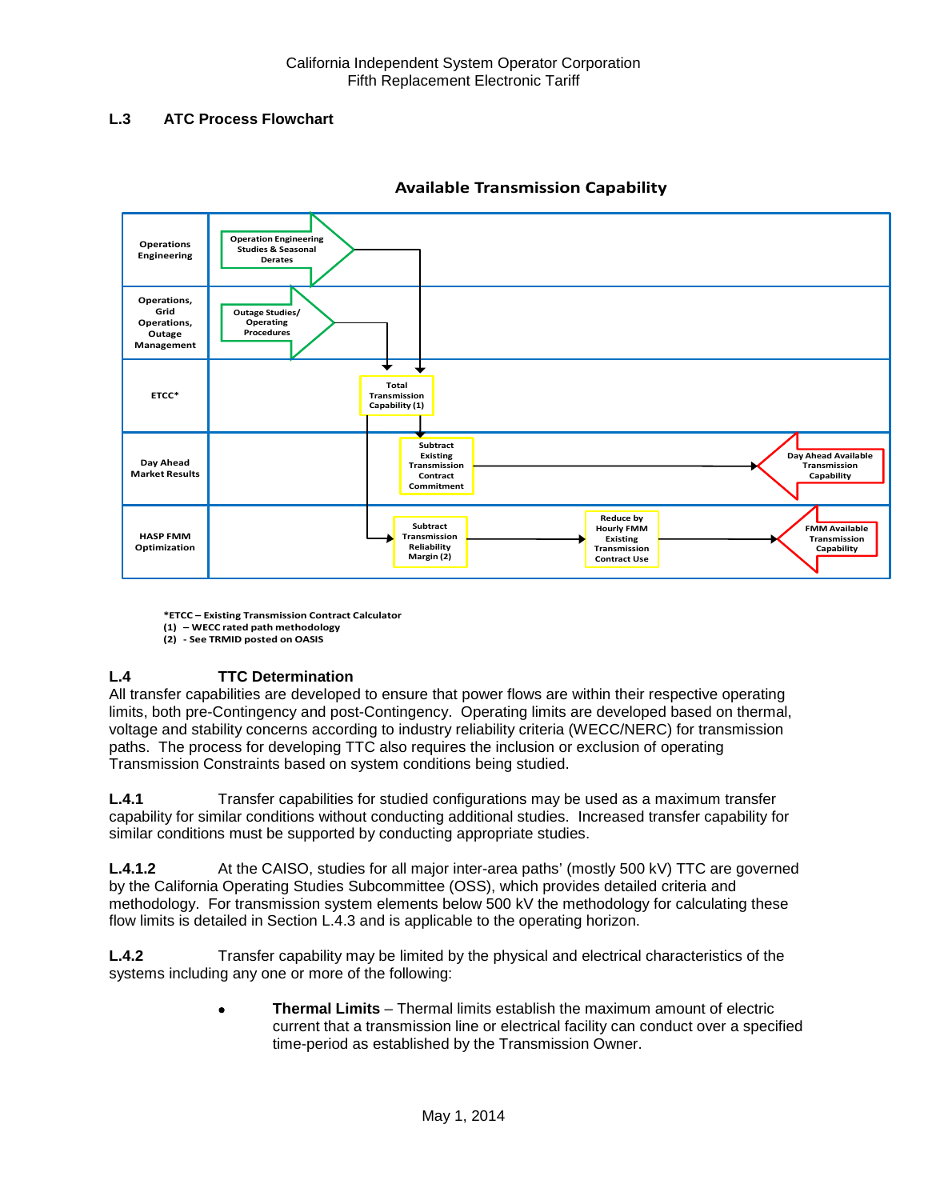### L.3 ATC Process Flowchart

**Available Transmission Capability**

| Swimlane | Process steps |
|---|---|
| Operations Engineering | Operation Engineering Studies & Seasonal Derates |
| Operations, Grid Operations, Outage Management | Outage Studies/ Operating Procedures |
| ETCC* | Total Transmission Capability (1) |
| Day Ahead Market Results | Subtract Existing Transmission Contract Commitment → Day Ahead Available Transmission Capability |
| HASP FMM Optimization | Subtract Transmission Reliability Margin (2) → Reduce by Hourly FMM Existing Transmission Contract Use → FMM Available Transmission Capability |

*ETCC – Existing Transmission Contract Calculator
(1) – WECC rated path methodology
(2) - See TRMID posted on OASIS

### L.4 TTC Determination

All transfer capabilities are developed to ensure that power flows are within their respective operating limits, both pre-Contingency and post-Contingency. Operating limits are developed based on thermal, voltage and stability concerns according to industry reliability criteria (WECC/NERC) for transmission paths. The process for developing TTC also requires the inclusion or exclusion of operating Transmission Constraints based on system conditions being studied.

**L.4.1** Transfer capabilities for studied configurations may be used as a maximum transfer capability for similar conditions without conducting additional studies. Increased transfer capability for similar conditions must be supported by conducting appropriate studies.

**L.4.1.2** At the CAISO, studies for all major inter-area paths' (mostly 500 kV) TTC are governed by the California Operating Studies Subcommittee (OSS), which provides detailed criteria and methodology. For transmission system elements below 500 kV the methodology for calculating these flow limits is detailed in Section L.4.3 and is applicable to the operating horizon.

**L.4.2** Transfer capability may be limited by the physical and electrical characteristics of the systems including any one or more of the following:

- **Thermal Limits** – Thermal limits establish the maximum amount of electric current that a transmission line or electrical facility can conduct over a specified time-period as established by the Transmission Owner.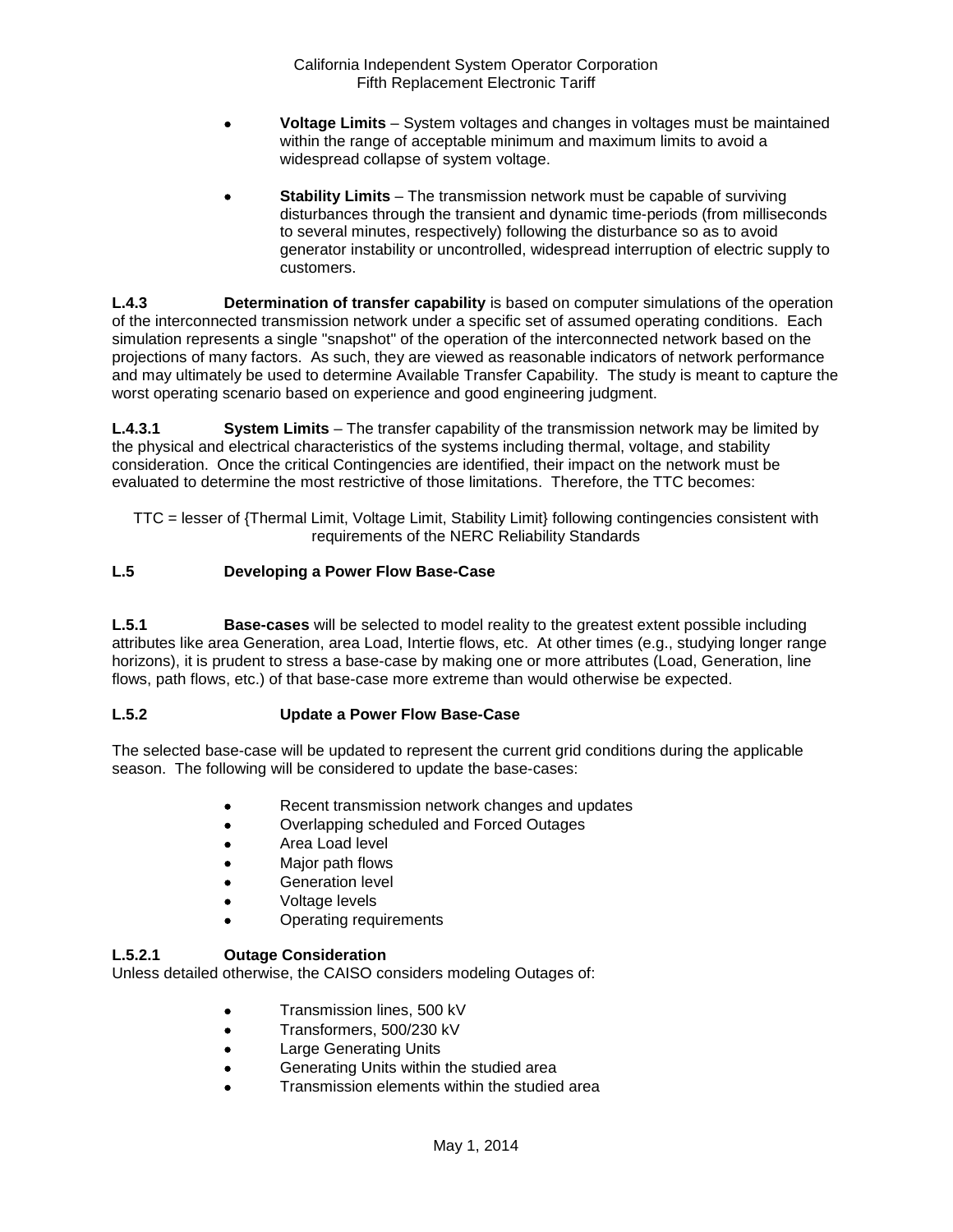- **Voltage Limits** – System voltages and changes in voltages must be maintained within the range of acceptable minimum and maximum limits to avoid a widespread collapse of system voltage.

- **Stability Limits** – The transmission network must be capable of surviving disturbances through the transient and dynamic time-periods (from milliseconds to several minutes, respectively) following the disturbance so as to avoid generator instability or uncontrolled, widespread interruption of electric supply to customers.

**L.4.3 Determination of transfer capability** is based on computer simulations of the operation of the interconnected transmission network under a specific set of assumed operating conditions. Each simulation represents a single "snapshot" of the operation of the interconnected network based on the projections of many factors. As such, they are viewed as reasonable indicators of network performance and may ultimately be used to determine Available Transfer Capability. The study is meant to capture the worst operating scenario based on experience and good engineering judgment.

**L.4.3.1 System Limits** – The transfer capability of the transmission network may be limited by the physical and electrical characteristics of the systems including thermal, voltage, and stability consideration. Once the critical Contingencies are identified, their impact on the network must be evaluated to determine the most restrictive of those limitations. Therefore, the TTC becomes:

TTC = lesser of {Thermal Limit, Voltage Limit, Stability Limit} following contingencies consistent with requirements of the NERC Reliability Standards

### L.5 Developing a Power Flow Base-Case

**L.5.1 Base-cases** will be selected to model reality to the greatest extent possible including attributes like area Generation, area Load, Intertie flows, etc. At other times (e.g., studying longer range horizons), it is prudent to stress a base-case by making one or more attributes (Load, Generation, line flows, path flows, etc.) of that base-case more extreme than would otherwise be expected.

### L.5.2 Update a Power Flow Base-Case

The selected base-case will be updated to represent the current grid conditions during the applicable season. The following will be considered to update the base-cases:

- Recent transmission network changes and updates
- Overlapping scheduled and Forced Outages
- Area Load level
- Major path flows
- Generation level
- Voltage levels
- Operating requirements

#### L.5.2.1 Outage Consideration

Unless detailed otherwise, the CAISO considers modeling Outages of:

- Transmission lines, 500 kV
- Transformers, 500/230 kV
- Large Generating Units
- Generating Units within the studied area
- Transmission elements within the studied area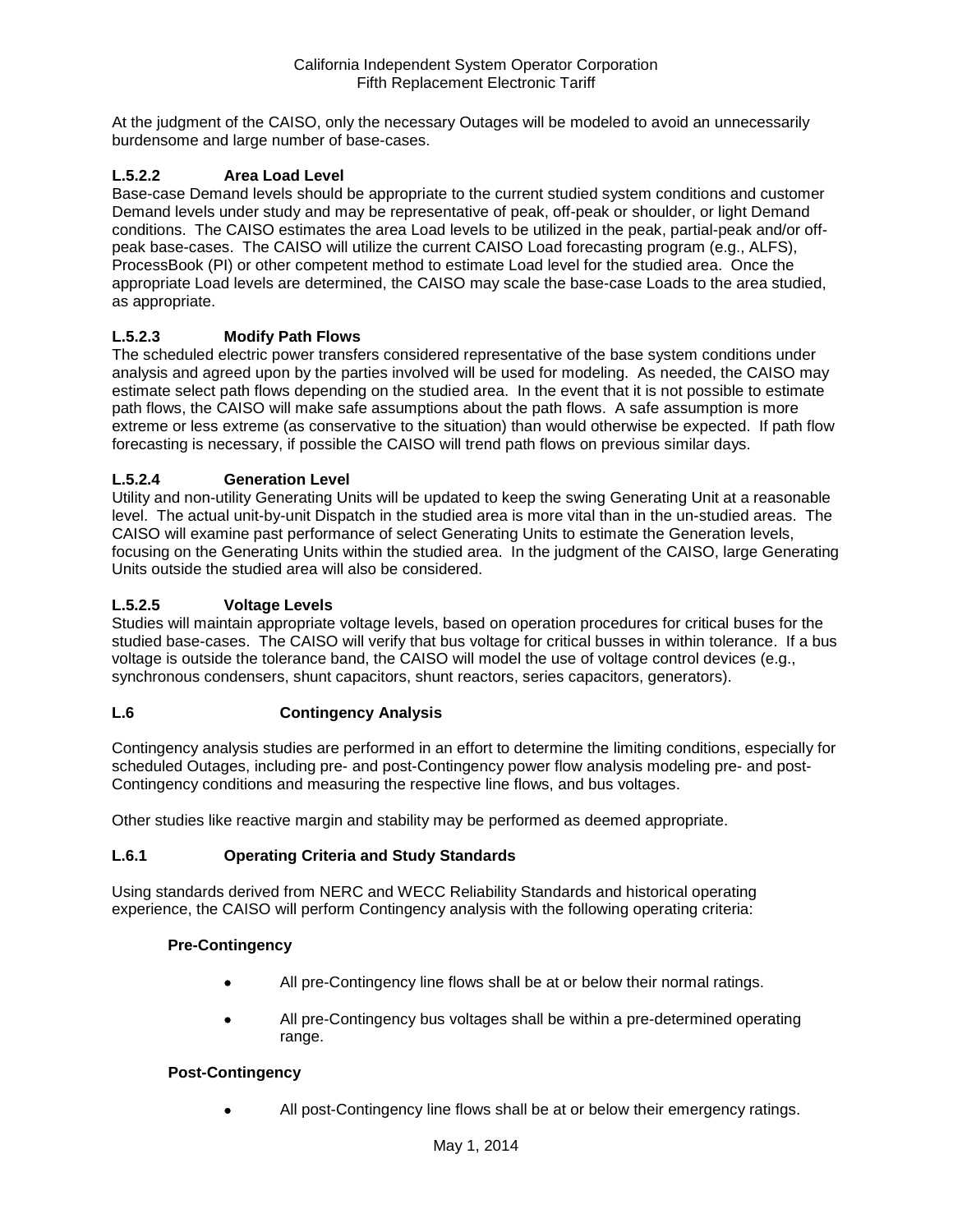At the judgment of the CAISO, only the necessary Outages will be modeled to avoid an unnecessarily burdensome and large number of base-cases.

### L.5.2.2 Area Load Level

Base-case Demand levels should be appropriate to the current studied system conditions and customer Demand levels under study and may be representative of peak, off-peak or shoulder, or light Demand conditions. The CAISO estimates the area Load levels to be utilized in the peak, partial-peak and/or off-peak base-cases. The CAISO will utilize the current CAISO Load forecasting program (e.g., ALFS), ProcessBook (PI) or other competent method to estimate Load level for the studied area. Once the appropriate Load levels are determined, the CAISO may scale the base-case Loads to the area studied, as appropriate.

### L.5.2.3 Modify Path Flows

The scheduled electric power transfers considered representative of the base system conditions under analysis and agreed upon by the parties involved will be used for modeling. As needed, the CAISO may estimate select path flows depending on the studied area. In the event that it is not possible to estimate path flows, the CAISO will make safe assumptions about the path flows. A safe assumption is more extreme or less extreme (as conservative to the situation) than would otherwise be expected. If path flow forecasting is necessary, if possible the CAISO will trend path flows on previous similar days.

### L.5.2.4 Generation Level

Utility and non-utility Generating Units will be updated to keep the swing Generating Unit at a reasonable level. The actual unit-by-unit Dispatch in the studied area is more vital than in the un-studied areas. The CAISO will examine past performance of select Generating Units to estimate the Generation levels, focusing on the Generating Units within the studied area. In the judgment of the CAISO, large Generating Units outside the studied area will also be considered.

### L.5.2.5 Voltage Levels

Studies will maintain appropriate voltage levels, based on operation procedures for critical buses for the studied base-cases. The CAISO will verify that bus voltage for critical busses in within tolerance. If a bus voltage is outside the tolerance band, the CAISO will model the use of voltage control devices (e.g., synchronous condensers, shunt capacitors, shunt reactors, series capacitors, generators).

## L.6 Contingency Analysis

Contingency analysis studies are performed in an effort to determine the limiting conditions, especially for scheduled Outages, including pre- and post-Contingency power flow analysis modeling pre- and post-Contingency conditions and measuring the respective line flows, and bus voltages.

Other studies like reactive margin and stability may be performed as deemed appropriate.

### L.6.1 Operating Criteria and Study Standards

Using standards derived from NERC and WECC Reliability Standards and historical operating experience, the CAISO will perform Contingency analysis with the following operating criteria:

**Pre-Contingency**

- All pre-Contingency line flows shall be at or below their normal ratings.
- All pre-Contingency bus voltages shall be within a pre-determined operating range.

**Post-Contingency**

- All post-Contingency line flows shall be at or below their emergency ratings.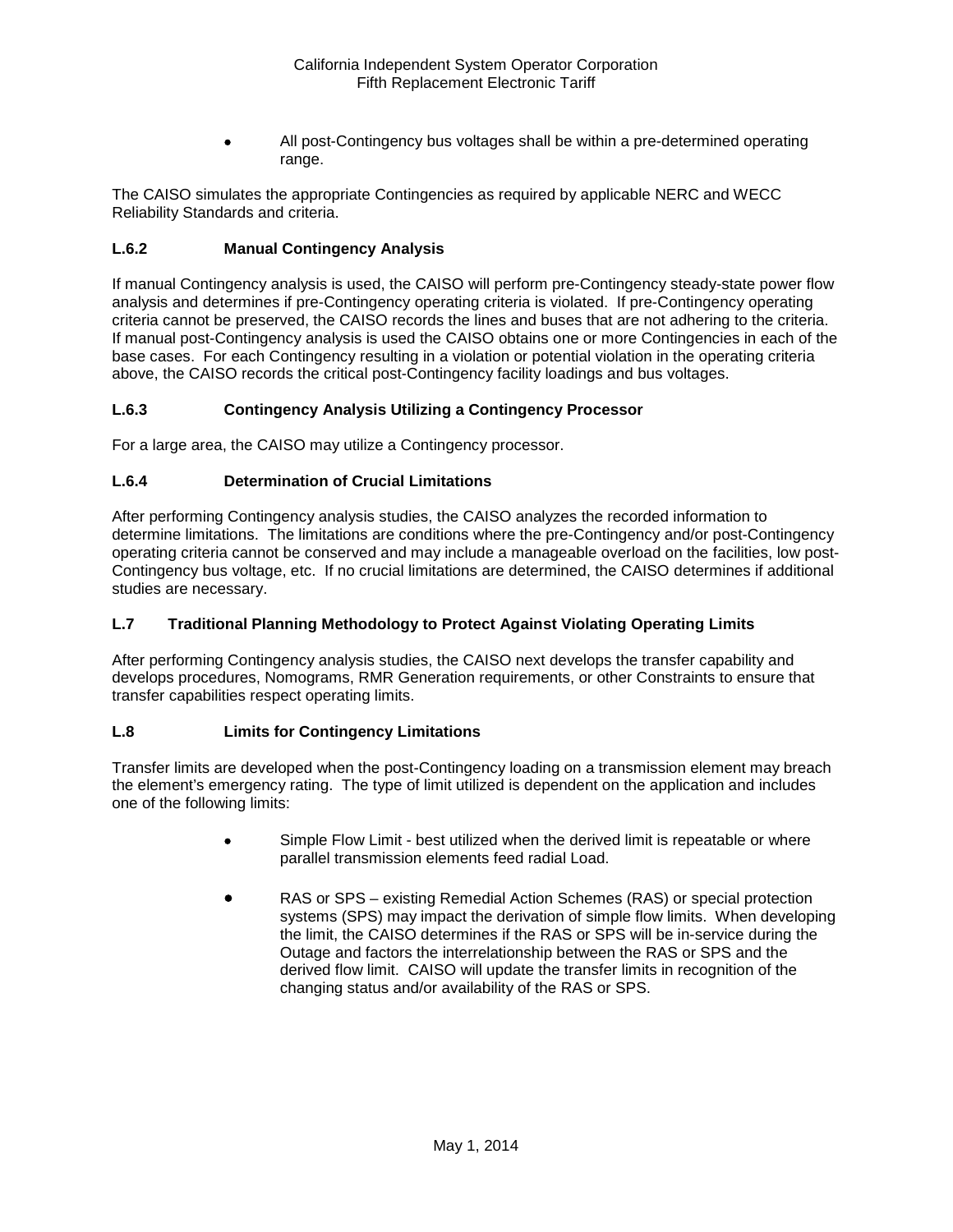- All post-Contingency bus voltages shall be within a pre-determined operating range.

The CAISO simulates the appropriate Contingencies as required by applicable NERC and WECC Reliability Standards and criteria.

### L.6.2 Manual Contingency Analysis

If manual Contingency analysis is used, the CAISO will perform pre-Contingency steady-state power flow analysis and determines if pre-Contingency operating criteria is violated. If pre-Contingency operating criteria cannot be preserved, the CAISO records the lines and buses that are not adhering to the criteria. If manual post-Contingency analysis is used the CAISO obtains one or more Contingencies in each of the base cases. For each Contingency resulting in a violation or potential violation in the operating criteria above, the CAISO records the critical post-Contingency facility loadings and bus voltages.

### L.6.3 Contingency Analysis Utilizing a Contingency Processor

For a large area, the CAISO may utilize a Contingency processor.

### L.6.4 Determination of Crucial Limitations

After performing Contingency analysis studies, the CAISO analyzes the recorded information to determine limitations. The limitations are conditions where the pre-Contingency and/or post-Contingency operating criteria cannot be conserved and may include a manageable overload on the facilities, low post-Contingency bus voltage, etc. If no crucial limitations are determined, the CAISO determines if additional studies are necessary.

## L.7 Traditional Planning Methodology to Protect Against Violating Operating Limits

After performing Contingency analysis studies, the CAISO next develops the transfer capability and develops procedures, Nomograms, RMR Generation requirements, or other Constraints to ensure that transfer capabilities respect operating limits.

## L.8 Limits for Contingency Limitations

Transfer limits are developed when the post-Contingency loading on a transmission element may breach the element's emergency rating. The type of limit utilized is dependent on the application and includes one of the following limits:

- Simple Flow Limit - best utilized when the derived limit is repeatable or where parallel transmission elements feed radial Load.
- RAS or SPS – existing Remedial Action Schemes (RAS) or special protection systems (SPS) may impact the derivation of simple flow limits. When developing the limit, the CAISO determines if the RAS or SPS will be in-service during the Outage and factors the interrelationship between the RAS or SPS and the derived flow limit. CAISO will update the transfer limits in recognition of the changing status and/or availability of the RAS or SPS.